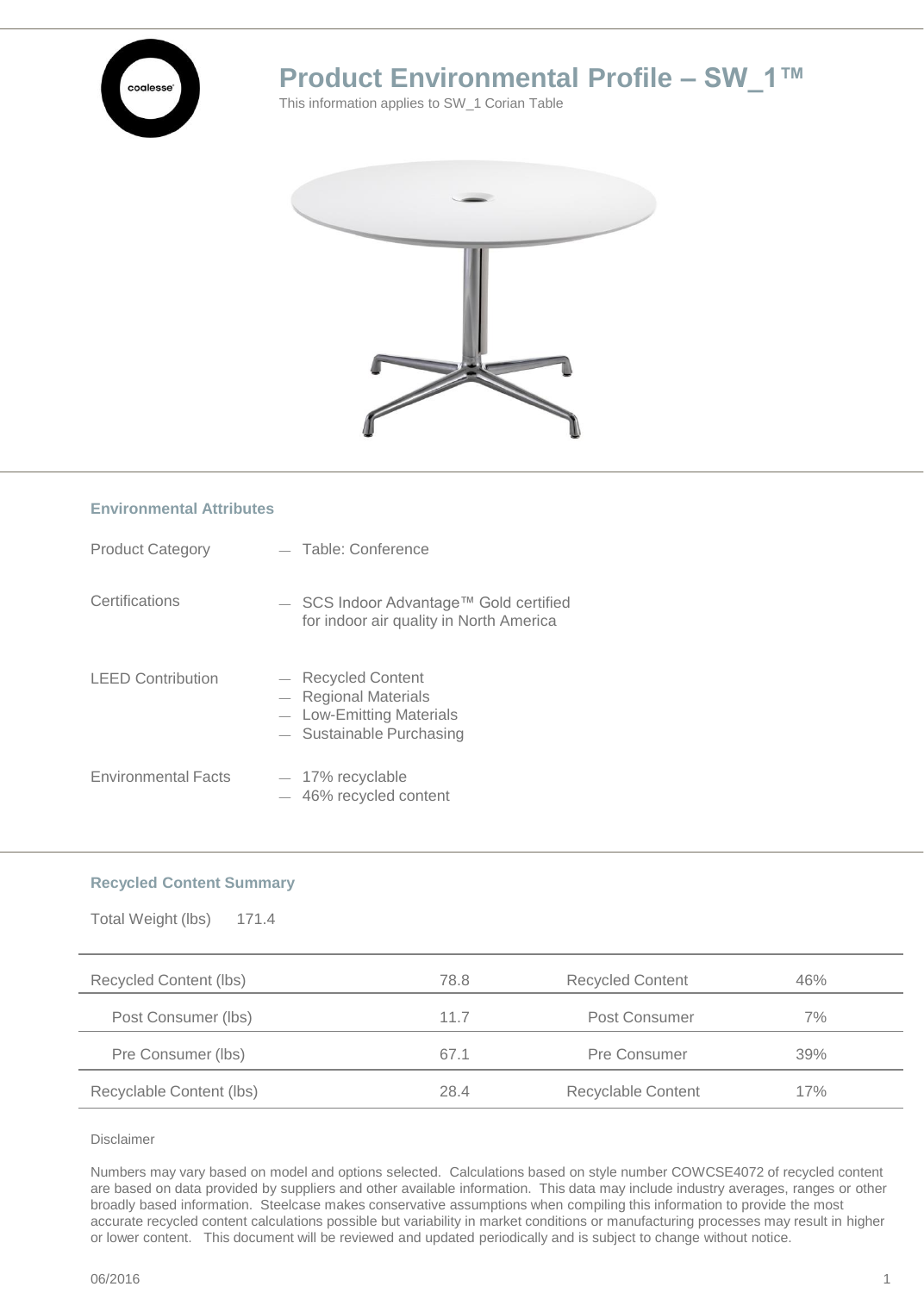# Product Environmental Profile – SW_1™

This information applies to SW_1 Corian Table

## Environmental Attributes

| | |
|---|---|
| Product Category | — Table: Conference |
| Certifications | — SCS Indoor Advantage™ Gold certified for indoor air quality in North America |
| LEED Contribution | — Recycled Content<br>— Regional Materials<br>— Low-Emitting Materials<br>— Sustainable Purchasing |
| Environmental Facts | — 17% recyclable<br>— 46% recycled content |

## Recycled Content Summary

Total Weight (lbs) 171.4

| | | | |
|---|---|---|---|
| Recycled Content (lbs) | 78.8 | Recycled Content | 46% |
| Post Consumer (lbs) | 11.7 | Post Consumer | 7% |
| Pre Consumer (lbs) | 67.1 | Pre Consumer | 39% |
| Recyclable Content (lbs) | 28.4 | Recyclable Content | 17% |

Disclaimer

Numbers may vary based on model and options selected. Calculations based on style number COWCSE4072 of recycled content are based on data provided by suppliers and other available information. This data may include industry averages, ranges or other broadly based information. Steelcase makes conservative assumptions when compiling this information to provide the most accurate recycled content calculations possible but variability in market conditions or manufacturing processes may result in higher or lower content. This document will be reviewed and updated periodically and is subject to change without notice.

06/2016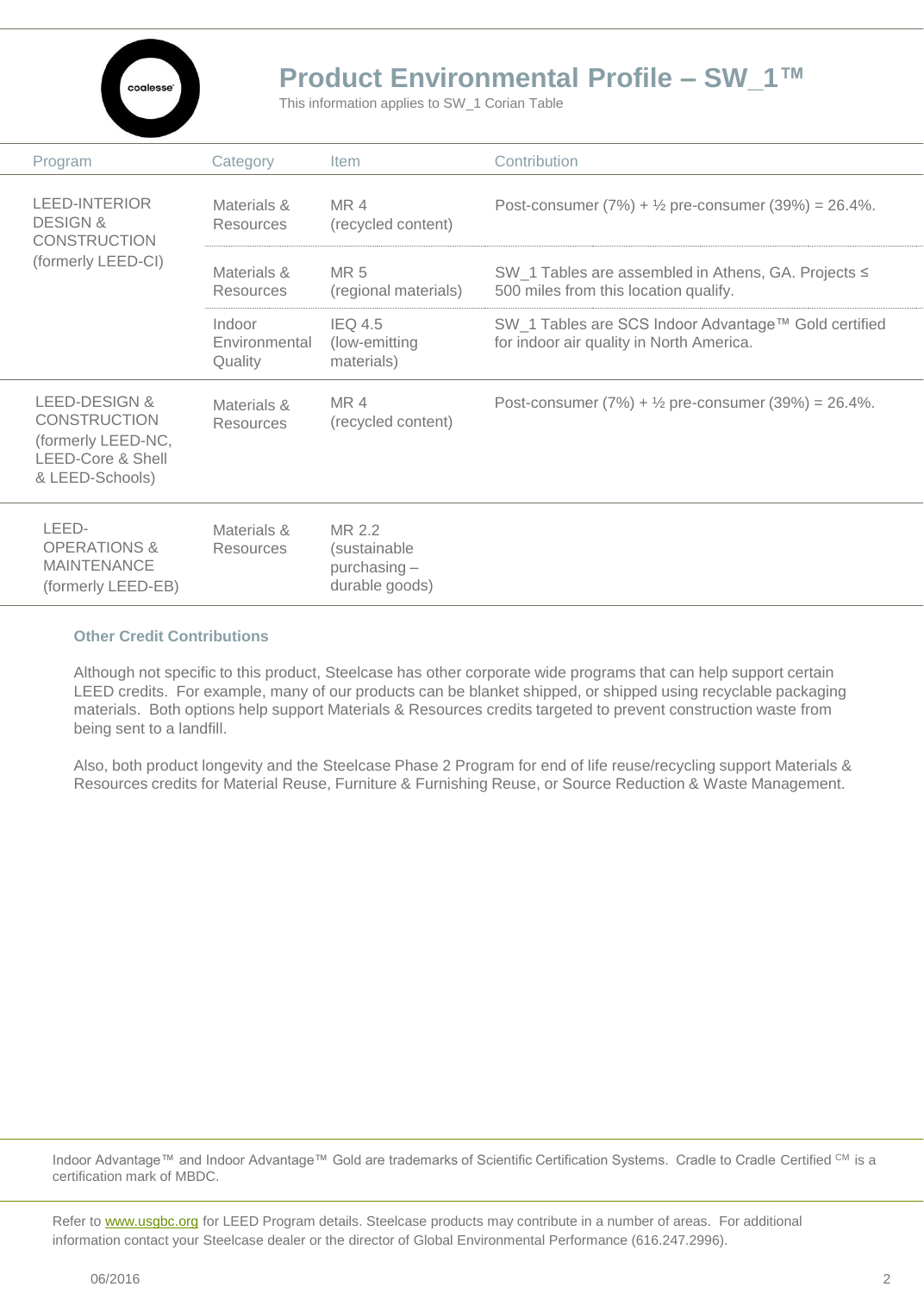# Product Environmental Profile – SW_1™

This information applies to SW_1 Corian Table

| Program | Category | Item | Contribution |
|---|---|---|---|
| LEED-INTERIOR DESIGN & CONSTRUCTION (formerly LEED-CI) | Materials & Resources | MR 4 (recycled content) | Post-consumer (7%) + ½ pre-consumer (39%) = 26.4%. |
| | Materials & Resources | MR 5 (regional materials) | SW_1 Tables are assembled in Athens, GA. Projects ≤ 500 miles from this location qualify. |
| | Indoor Environmental Quality | IEQ 4.5 (low-emitting materials) | SW_1 Tables are SCS Indoor Advantage™ Gold certified for indoor air quality in North America. |
| LEED-DESIGN & CONSTRUCTION (formerly LEED-NC, LEED-Core & Shell & LEED-Schools) | Materials & Resources | MR 4 (recycled content) | Post-consumer (7%) + ½ pre-consumer (39%) = 26.4%. |
| LEED-OPERATIONS & MAINTENANCE (formerly LEED-EB) | Materials & Resources | MR 2.2 (sustainable purchasing – durable goods) | |

### Other Credit Contributions

Although not specific to this product, Steelcase has other corporate wide programs that can help support certain LEED credits. For example, many of our products can be blanket shipped, or shipped using recyclable packaging materials. Both options help support Materials & Resources credits targeted to prevent construction waste from being sent to a landfill.

Also, both product longevity and the Steelcase Phase 2 Program for end of life reuse/recycling support Materials & Resources credits for Material Reuse, Furniture & Furnishing Reuse, or Source Reduction & Waste Management.

Indoor Advantage™ and Indoor Advantage™ Gold are trademarks of Scientific Certification Systems. Cradle to Cradle Certified CM is a certification mark of MBDC.

Refer to www.usgbc.org for LEED Program details. Steelcase products may contribute in a number of areas. For additional information contact your Steelcase dealer or the director of Global Environmental Performance (616.247.2996).

06/2016